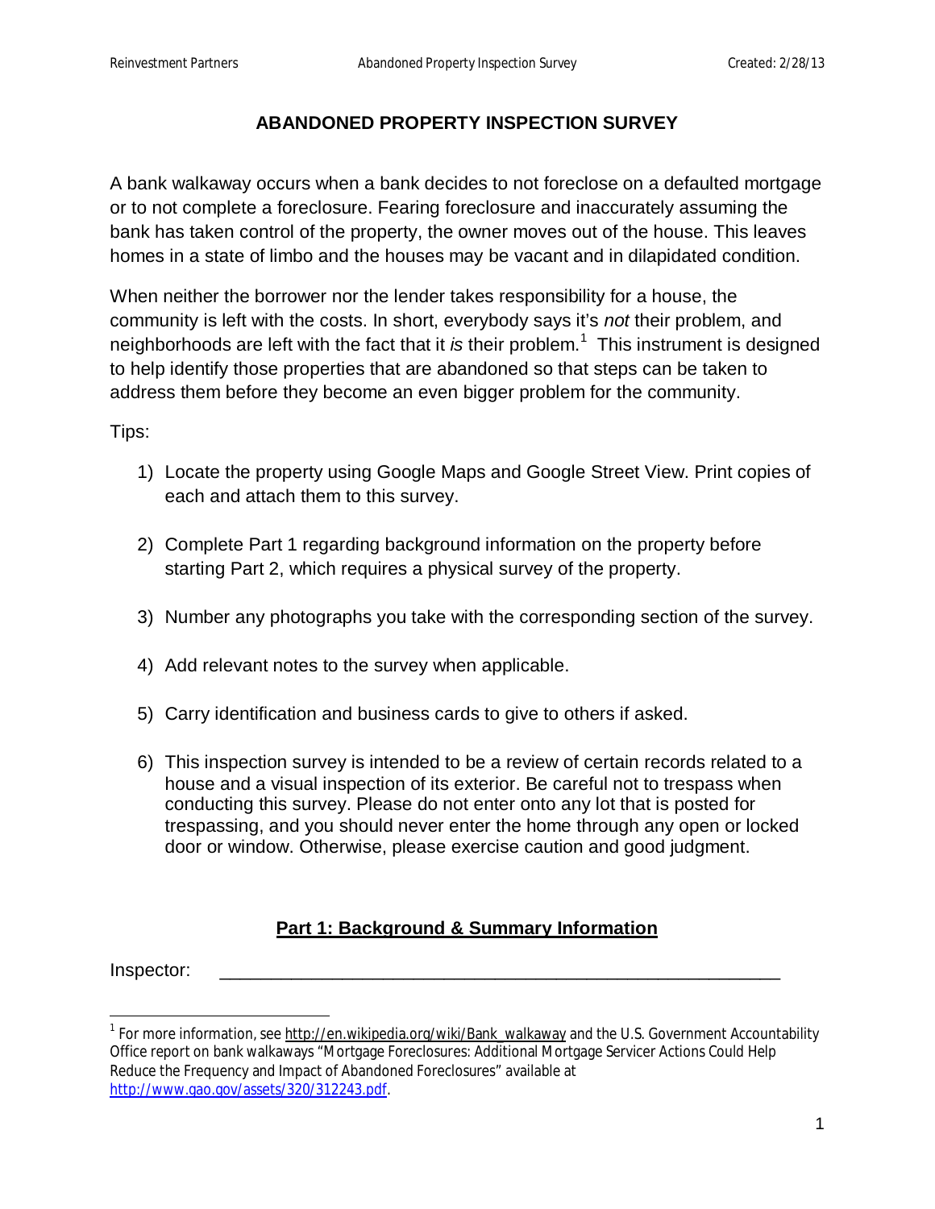# ABANDONED PROPERTY INSPECTION SURVEY

A bank walkaway occurs when a bank decides to not foreclose on a defaulted mortgage or to not complete a foreclosure. Fearing foreclosure and inaccurately assuming the bank has taken control of the property, the owner moves out of the house. This leaves homes in a state of limbo and the houses may be vacant and in dilapidated condition.

When neither the borrower nor the lender takes responsibility for a house, the community is left with the costs. In short, everybody says it's *not* their problem, and neighborhoods are left with the fact that it *is* their problem.[1] This instrument is designed to help identify those properties that are abandoned so that steps can be taken to address them before they become an even bigger problem for the community.

Tips:

1) Locate the property using Google Maps and Google Street View. Print copies of each and attach them to this survey.

2) Complete Part 1 regarding background information on the property before starting Part 2, which requires a physical survey of the property.

3) Number any photographs you take with the corresponding section of the survey.

4) Add relevant notes to the survey when applicable.

5) Carry identification and business cards to give to others if asked.

6) This inspection survey is intended to be a review of certain records related to a house and a visual inspection of its exterior. Be careful not to trespass when conducting this survey. Please do not enter onto any lot that is posted for trespassing, and you should never enter the home through any open or locked door or window. Otherwise, please exercise caution and good judgment.

## Part 1: Background & Summary Information

Inspector: ____________________________________________________________

[1] For more information, see http://en.wikipedia.org/wiki/Bank_walkaway and the U.S. Government Accountability Office report on bank walkaways "Mortgage Foreclosures: Additional Mortgage Servicer Actions Could Help Reduce the Frequency and Impact of Abandoned Foreclosures" available at http://www.gao.gov/assets/320/312243.pdf.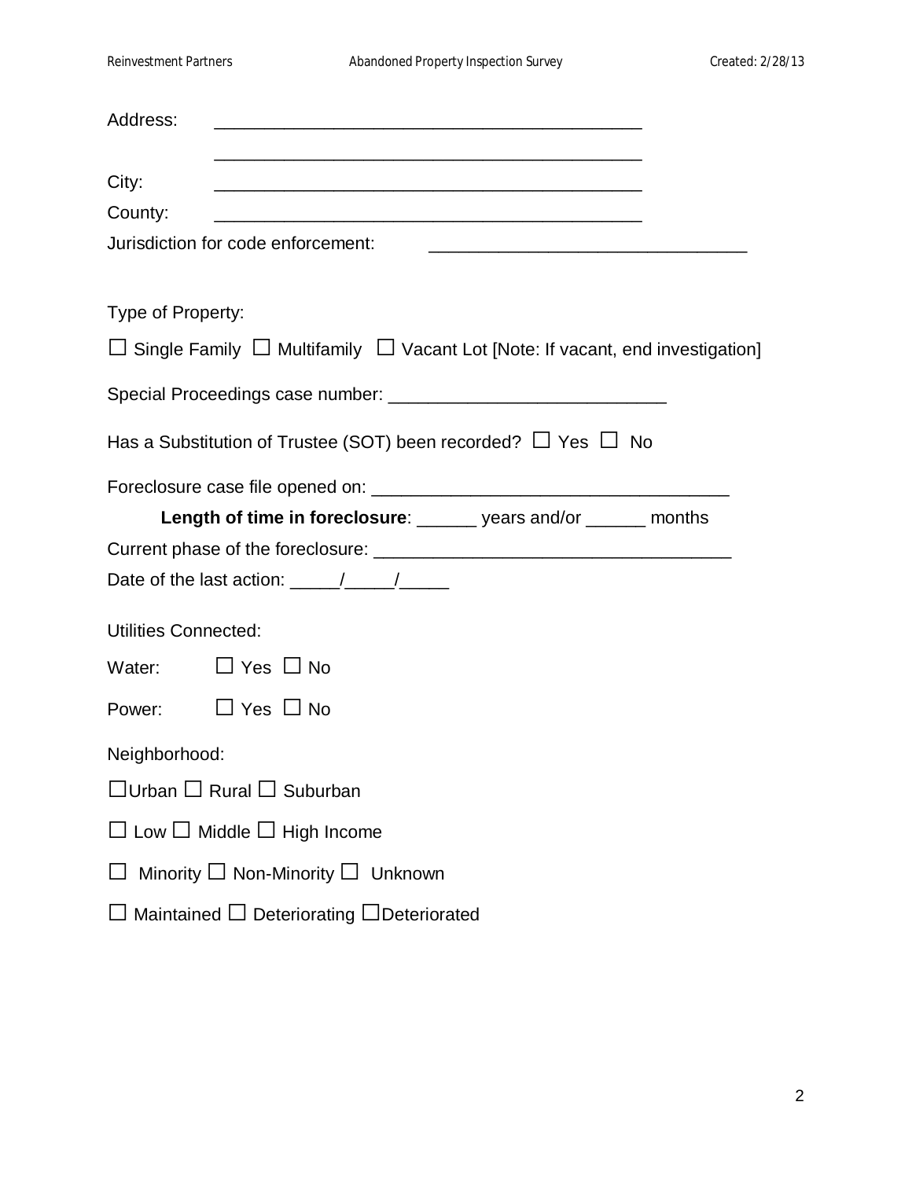Address: _____________________________________________

_____________________________________________

City: _____________________________________________

County: _____________________________________________

Jurisdiction for code enforcement: _________________________________

Type of Property:

☐ Single Family ☐ Multifamily ☐ Vacant Lot [Note: If vacant, end investigation]

Special Proceedings case number: ____________________________

Has a Substitution of Trustee (SOT) been recorded? ☐ Yes ☐ No

Foreclosure case file opened on: ____________________________________

**Length of time in foreclosure**: ______ years and/or ______ months

Current phase of the foreclosure: ____________________________________

Date of the last action: _____/_____/_____

Utilities Connected:

Water: ☐ Yes ☐ No

Power: ☐ Yes ☐ No

Neighborhood:

☐ Urban ☐ Rural ☐ Suburban

☐ Low ☐ Middle ☐ High Income

☐ Minority ☐ Non-Minority ☐ Unknown

☐ Maintained ☐ Deteriorating ☐ Deteriorated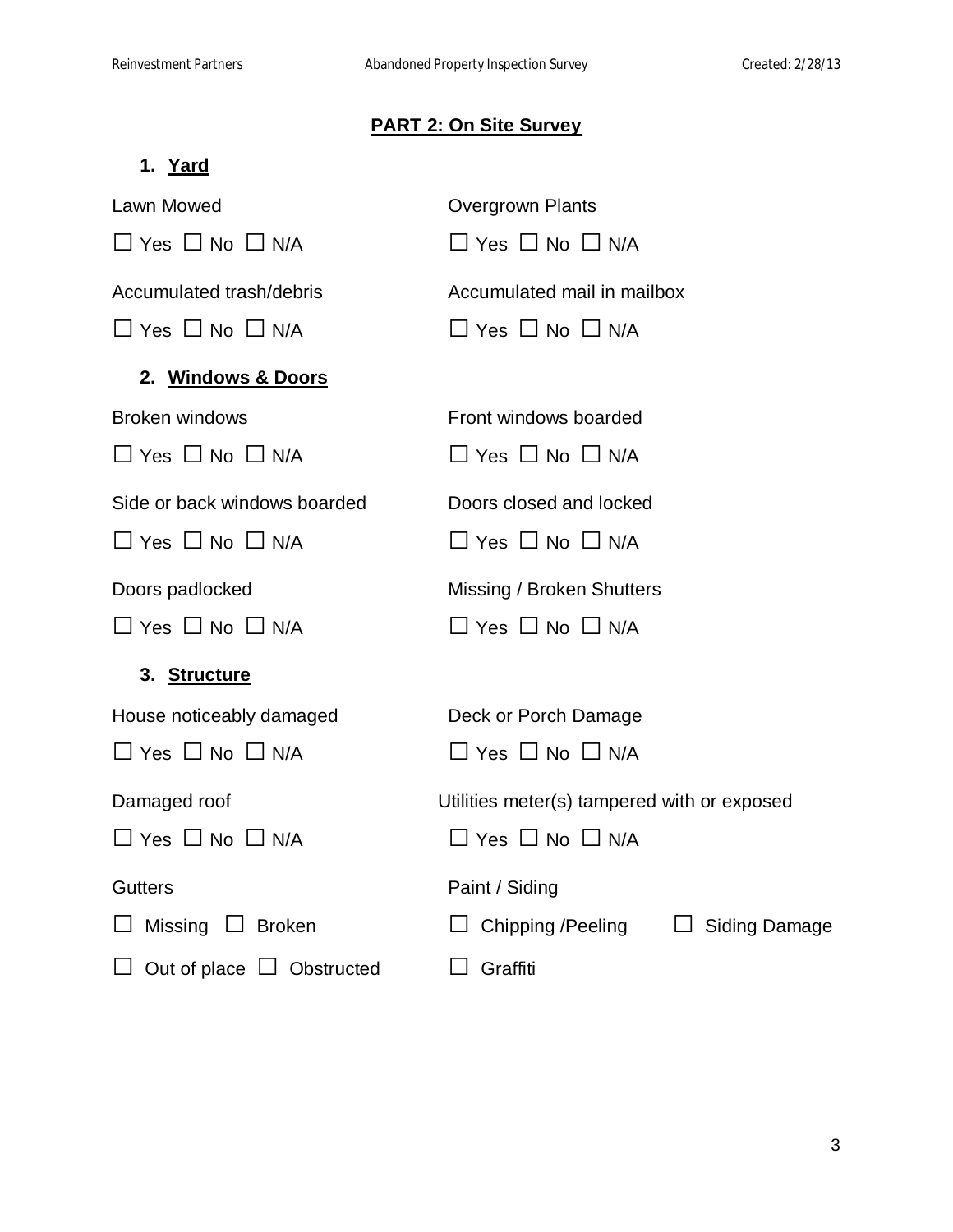## PART 2: On Site Survey

### 1. Yard

Lawn Mowed

☐ Yes ☐ No ☐ N/A

Overgrown Plants

☐ Yes ☐ No ☐ N/A

Accumulated trash/debris

☐ Yes ☐ No ☐ N/A

Accumulated mail in mailbox

☐ Yes ☐ No ☐ N/A

### 2. Windows & Doors

Broken windows

☐ Yes ☐ No ☐ N/A

Front windows boarded

☐ Yes ☐ No ☐ N/A

Side or back windows boarded

☐ Yes ☐ No ☐ N/A

Doors closed and locked

☐ Yes ☐ No ☐ N/A

Doors padlocked

☐ Yes ☐ No ☐ N/A

Missing / Broken Shutters

☐ Yes ☐ No ☐ N/A

### 3. Structure

House noticeably damaged

☐ Yes ☐ No ☐ N/A

Deck or Porch Damage

☐ Yes ☐ No ☐ N/A

Damaged roof

☐ Yes ☐ No ☐ N/A

Utilities meter(s) tampered with or exposed

☐ Yes ☐ No ☐ N/A

Gutters

☐ Missing ☐ Broken

☐ Out of place ☐ Obstructed

Paint / Siding

☐ Chipping /Peeling ☐ Siding Damage

☐ Graffiti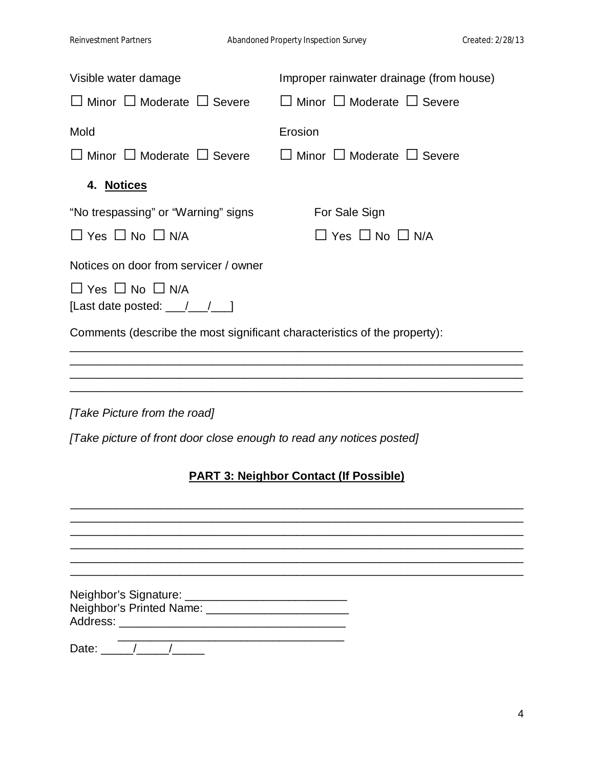Visible water damage

☐ Minor ☐ Moderate ☐ Severe

Improper rainwater drainage (from house)

☐ Minor ☐ Moderate ☐ Severe

Mold

☐ Minor ☐ Moderate ☐ Severe

Erosion

☐ Minor ☐ Moderate ☐ Severe

### 4. Notices

"No trespassing" or "Warning" signs

☐ Yes ☐ No ☐ N/A

For Sale Sign

☐ Yes ☐ No ☐ N/A

Notices on door from servicer / owner

☐ Yes ☐ No ☐ N/A
[Last date posted: ___/___/___]

Comments (describe the most significant characteristics of the property):
______________________________________________________________________
______________________________________________________________________
______________________________________________________________________
______________________________________________________________________

*[Take Picture from the road]*

*[Take picture of front door close enough to read any notices posted]*

## PART 3: Neighbor Contact (If Possible)

______________________________________________________________________
______________________________________________________________________
______________________________________________________________________
______________________________________________________________________
______________________________________________________________________
______________________________________________________________________

Neighbor's Signature: ________________________
Neighbor's Printed Name: ______________________
Address: __________________________________
__________________________________
Date: _____/_____/_____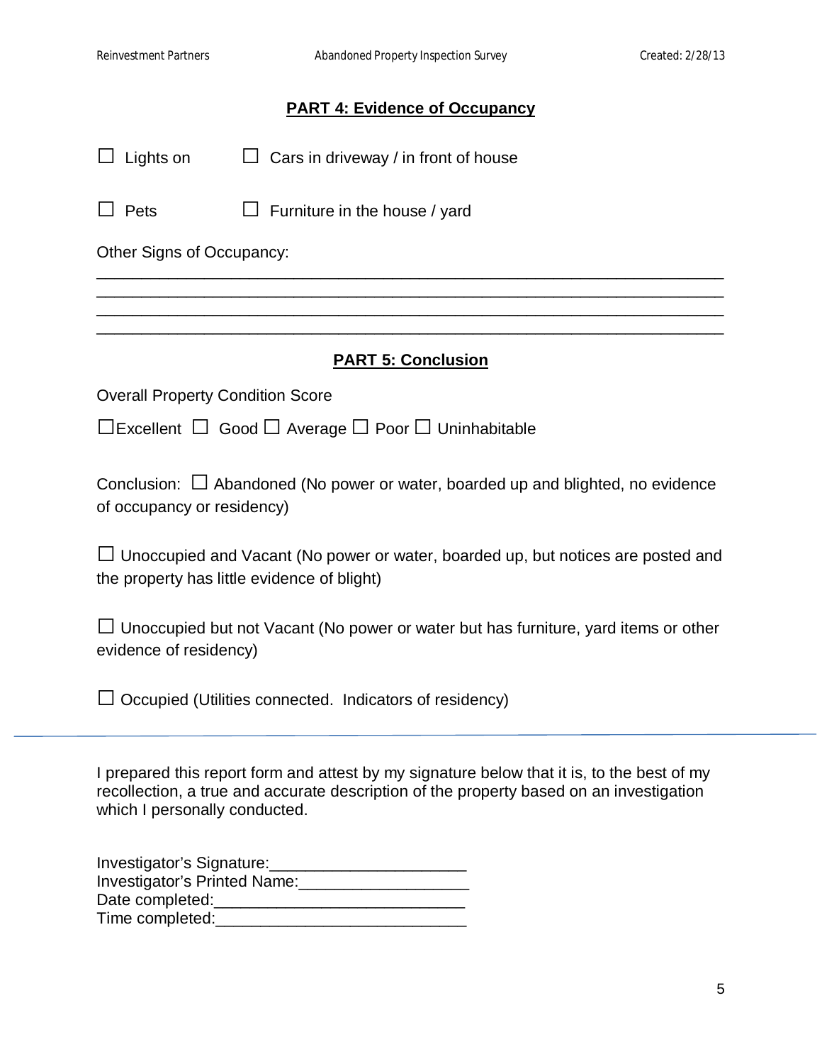## PART 4: Evidence of Occupancy

☐ Lights on ☐ Cars in driveway / in front of house

☐ Pets ☐ Furniture in the house / yard

Other Signs of Occupancy:

______________________________________________________________________
______________________________________________________________________
______________________________________________________________________
______________________________________________________________________

## PART 5: Conclusion

Overall Property Condition Score

☐Excellent ☐ Good ☐ Average ☐ Poor ☐ Uninhabitable

Conclusion: ☐ Abandoned (No power or water, boarded up and blighted, no evidence of occupancy or residency)

☐ Unoccupied and Vacant (No power or water, boarded up, but notices are posted and the property has little evidence of blight)

☐ Unoccupied but not Vacant (No power or water but has furniture, yard items or other evidence of residency)

☐ Occupied (Utilities connected. Indicators of residency)

---

I prepared this report form and attest by my signature below that it is, to the best of my recollection, a true and accurate description of the property based on an investigation which I personally conducted.

Investigator's Signature:______________________
Investigator's Printed Name:___________________
Date completed:____________________________
Time completed:____________________________